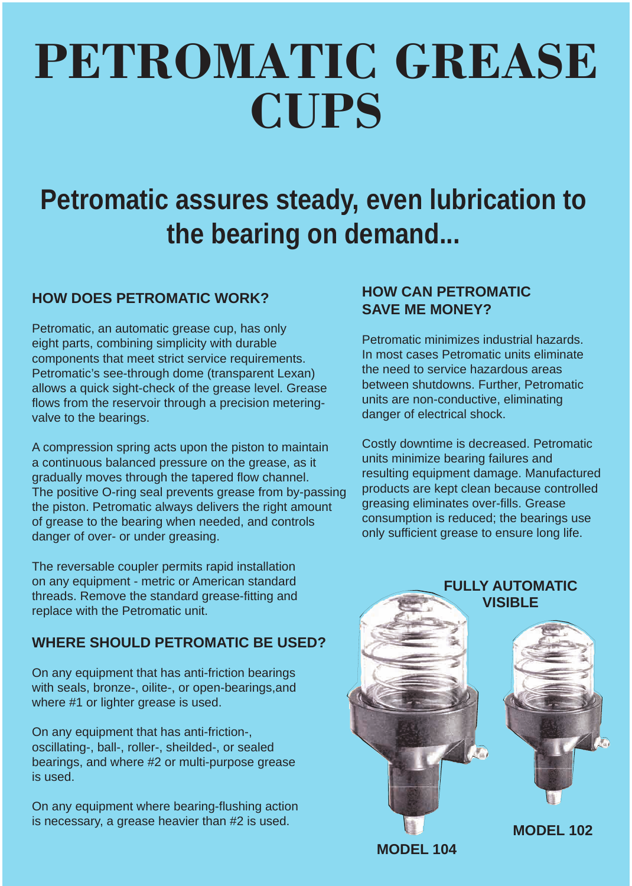# PETROMATIC GREASE CUPS

## Petromatic assures steady, even lubrication to the bearing on demand...

### HOW DOES PETROMATIC WORK?

Petromatic, an automatic grease cup, has only eight parts, combining simplicity with durable components that meet strict service requirements. Petromatic's see-through dome (transparent Lexan) allows a quick sight-check of the grease level. Grease flows from the reservoir through a precision metering-valve to the bearings.

A compression spring acts upon the piston to maintain a continuous balanced pressure on the grease, as it gradually moves through the tapered flow channel. The positive O-ring seal prevents grease from by-passing the piston. Petromatic always delivers the right amount of grease to the bearing when needed, and controls danger of over- or under greasing.

The reversable coupler permits rapid installation on any equipment - metric or American standard threads. Remove the standard grease-fitting and replace with the Petromatic unit.

### WHERE SHOULD PETROMATIC BE USED?

On any equipment that has anti-friction bearings with seals, bronze-, oilite-, or open-bearings,and where #1 or lighter grease is used.

On any equipment that has anti-friction-, oscillating-, ball-, roller-, sheilded-, or sealed bearings, and where #2 or multi-purpose grease is used.

On any equipment where bearing-flushing action is necessary, a grease heavier than #2 is used.

### HOW CAN PETROMATIC SAVE ME MONEY?

Petromatic minimizes industrial hazards. In most cases Petromatic units eliminate the need to service hazardous areas between shutdowns. Further, Petromatic units are non-conductive, eliminating danger of electrical shock.

Costly downtime is decreased. Petromatic units minimize bearing failures and resulting equipment damage. Manufactured products are kept clean because controlled greasing eliminates over-fills. Grease consumption is reduced; the bearings use only sufficient grease to ensure long life.

**FULLY AUTOMATIC VISIBLE**

**MODEL 104**

**MODEL 102**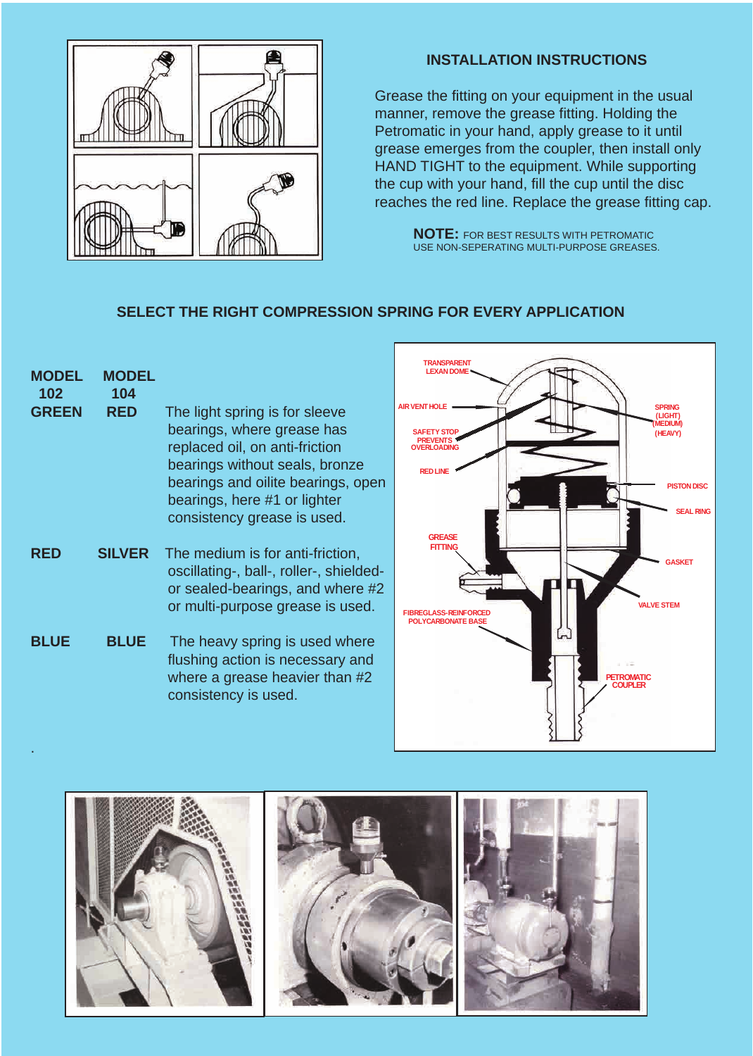## INSTALLATION INSTRUCTIONS

Grease the fitting on your equipment in the usual manner, remove the grease fitting. Holding the Petromatic in your hand, apply grease to it until grease emerges from the coupler, then install only HAND TIGHT to the equipment. While supporting the cup with your hand, fill the cup until the disc reaches the red line. Replace the grease fitting cap.

**NOTE:** FOR BEST RESULTS WITH PETROMATIC USE NON-SEPERATING MULTI-PURPOSE GREASES.

## SELECT THE RIGHT COMPRESSION SPRING FOR EVERY APPLICATION

| MODEL 102 | MODEL 104 | |
|---|---|---|
| GREEN | RED | The light spring is for sleeve bearings, where grease has replaced oil, on anti-friction bearings without seals, bronze bearings and oilite bearings, open bearings, here #1 or lighter consistency grease is used. |
| RED | SILVER | The medium is for anti-friction, oscillating-, ball-, roller-, shielded- or sealed-bearings, and where #2 or multi-purpose grease is used. |
| BLUE | BLUE | The heavy spring is used where flushing action is necessary and where a grease heavier than #2 consistency is used. |

TRANSPARENT LEXAN DOME
AIR VENT HOLE
SAFETY STOP PREVENTS OVERLOADING
RED LINE
GREASE FITTING
FIBREGLASS-REINFORCED POLYCARBONATE BASE
SPRING (LIGHT) (MEDIUM) (HEAVY)
PISTON DISC
SEAL RING
GASKET
VALVE STEM
PETROMATIC COUPLER